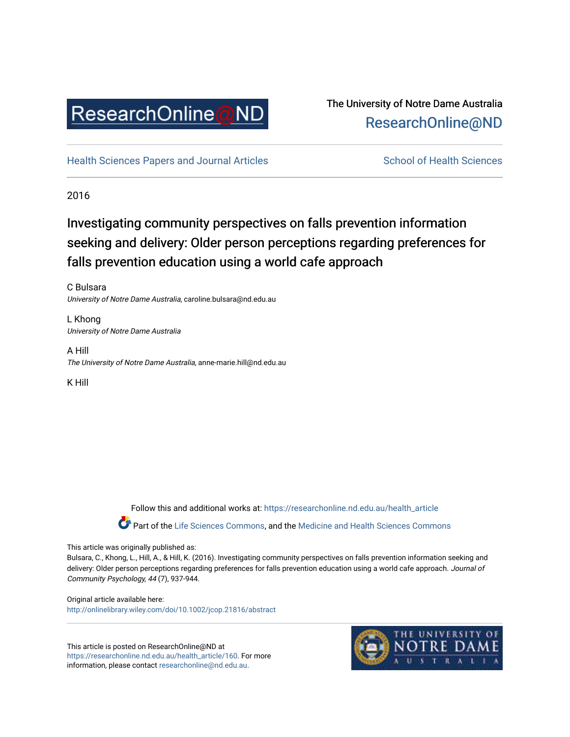ResearchOnline@ND

The University of Notre Dame Australia
ResearchOnline@ND

Health Sciences Papers and Journal Articles | School of Health Sciences

2016

# Investigating community perspectives on falls prevention information seeking and delivery: Older person perceptions regarding preferences for falls prevention education using a world cafe approach

C Bulsara
*University of Notre Dame Australia*, caroline.bulsara@nd.edu.au

L Khong
*University of Notre Dame Australia*

A Hill
*The University of Notre Dame Australia*, anne-marie.hill@nd.edu.au

K Hill

Follow this and additional works at: https://researchonline.nd.edu.au/health_article

Part of the Life Sciences Commons, and the Medicine and Health Sciences Commons

This article was originally published as:
Bulsara, C., Khong, L., Hill, A., & Hill, K. (2016). Investigating community perspectives on falls prevention information seeking and delivery: Older person perceptions regarding preferences for falls prevention education using a world cafe approach. *Journal of Community Psychology, 44* (7), 937-944.

Original article available here:
http://onlinelibrary.wiley.com/doi/10.1002/jcop.21816/abstract

This article is posted on ResearchOnline@ND at https://researchonline.nd.edu.au/health_article/160. For more information, please contact researchonline@nd.edu.au.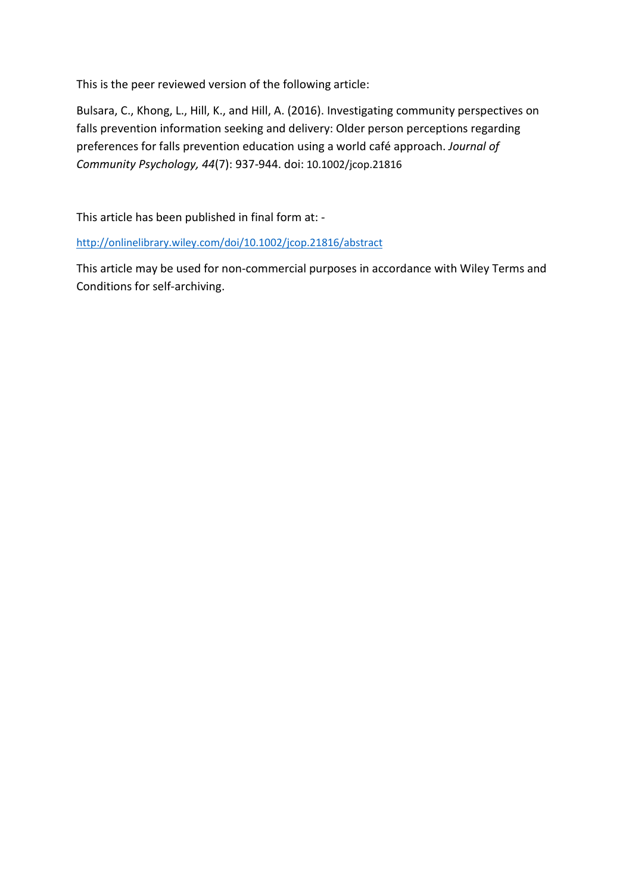This is the peer reviewed version of the following article:

Bulsara, C., Khong, L., Hill, K., and Hill, A. (2016). Investigating community perspectives on falls prevention information seeking and delivery: Older person perceptions regarding preferences for falls prevention education using a world café approach. *Journal of Community Psychology, 44*(7): 937-944. doi: 10.1002/jcop.21816

This article has been published in final form at: -

http://onlinelibrary.wiley.com/doi/10.1002/jcop.21816/abstract

This article may be used for non-commercial purposes in accordance with Wiley Terms and Conditions for self-archiving.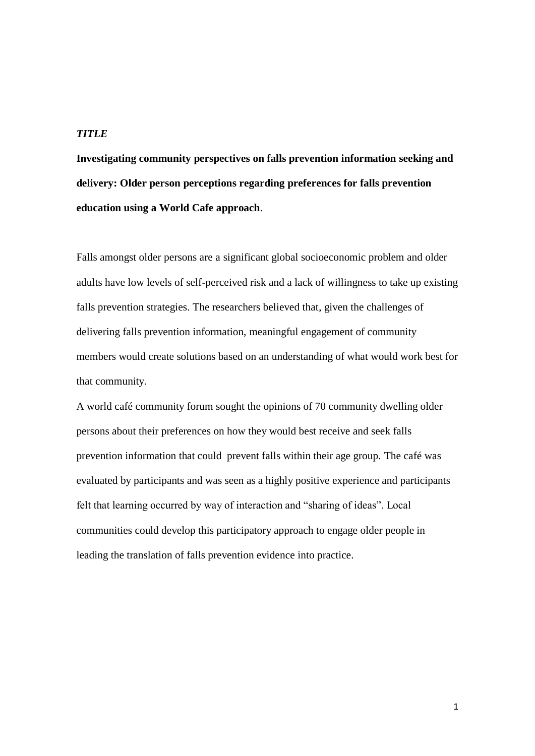*TITLE*

**Investigating community perspectives on falls prevention information seeking and delivery: Older person perceptions regarding preferences for falls prevention education using a World Cafe approach**.

Falls amongst older persons are a significant global socioeconomic problem and older adults have low levels of self-perceived risk and a lack of willingness to take up existing falls prevention strategies. The researchers believed that, given the challenges of delivering falls prevention information, meaningful engagement of community members would create solutions based on an understanding of what would work best for that community.

A world café community forum sought the opinions of 70 community dwelling older persons about their preferences on how they would best receive and seek falls prevention information that could prevent falls within their age group. The café was evaluated by participants and was seen as a highly positive experience and participants felt that learning occurred by way of interaction and "sharing of ideas". Local communities could develop this participatory approach to engage older people in leading the translation of falls prevention evidence into practice.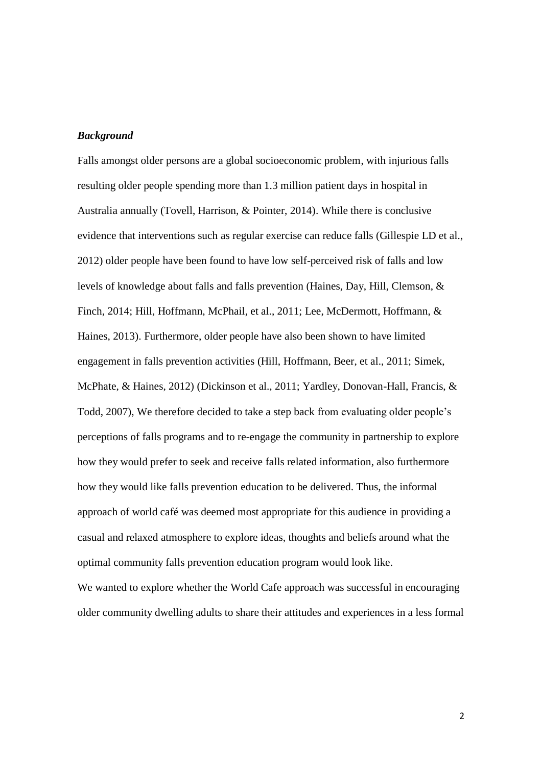***Background***

Falls amongst older persons are a global socioeconomic problem, with injurious falls resulting older people spending more than 1.3 million patient days in hospital in Australia annually (Tovell, Harrison, & Pointer, 2014). While there is conclusive evidence that interventions such as regular exercise can reduce falls (Gillespie LD et al., 2012) older people have been found to have low self-perceived risk of falls and low levels of knowledge about falls and falls prevention (Haines, Day, Hill, Clemson, & Finch, 2014; Hill, Hoffmann, McPhail, et al., 2011; Lee, McDermott, Hoffmann, & Haines, 2013). Furthermore, older people have also been shown to have limited engagement in falls prevention activities (Hill, Hoffmann, Beer, et al., 2011; Simek, McPhate, & Haines, 2012) (Dickinson et al., 2011; Yardley, Donovan-Hall, Francis, & Todd, 2007), We therefore decided to take a step back from evaluating older people's perceptions of falls programs and to re-engage the community in partnership to explore how they would prefer to seek and receive falls related information, also furthermore how they would like falls prevention education to be delivered. Thus, the informal approach of world café was deemed most appropriate for this audience in providing a casual and relaxed atmosphere to explore ideas, thoughts and beliefs around what the optimal community falls prevention education program would look like.

We wanted to explore whether the World Cafe approach was successful in encouraging older community dwelling adults to share their attitudes and experiences in a less formal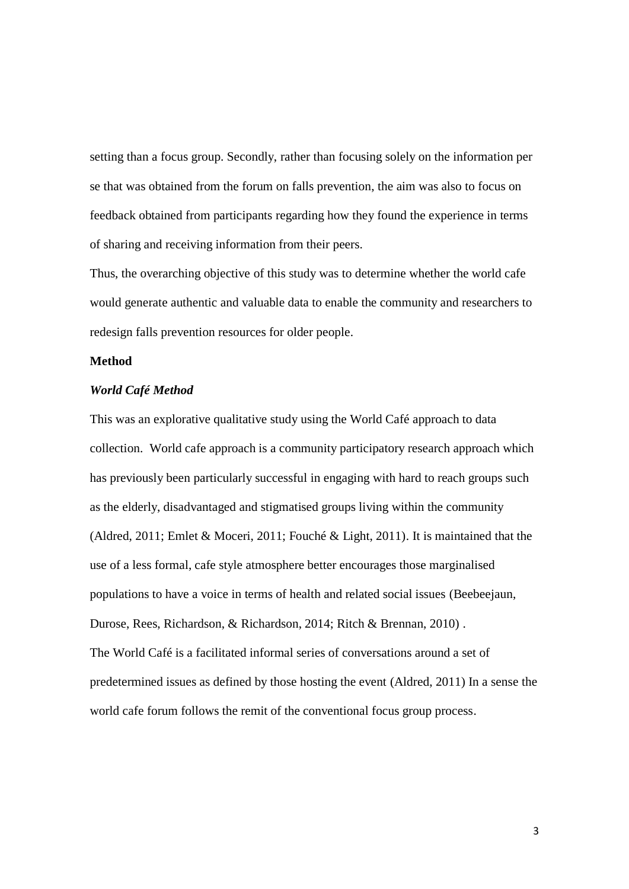setting than a focus group. Secondly, rather than focusing solely on the information per se that was obtained from the forum on falls prevention, the aim was also to focus on feedback obtained from participants regarding how they found the experience in terms of sharing and receiving information from their peers.

Thus, the overarching objective of this study was to determine whether the world cafe would generate authentic and valuable data to enable the community and researchers to redesign falls prevention resources for older people.

**Method**

***World Café Method***

This was an explorative qualitative study using the World Café approach to data collection. World cafe approach is a community participatory research approach which has previously been particularly successful in engaging with hard to reach groups such as the elderly, disadvantaged and stigmatised groups living within the community (Aldred, 2011; Emlet & Moceri, 2011; Fouché & Light, 2011). It is maintained that the use of a less formal, cafe style atmosphere better encourages those marginalised populations to have a voice in terms of health and related social issues (Beebeejaun, Durose, Rees, Richardson, & Richardson, 2014; Ritch & Brennan, 2010) .

The World Café is a facilitated informal series of conversations around a set of predetermined issues as defined by those hosting the event (Aldred, 2011) In a sense the world cafe forum follows the remit of the conventional focus group process.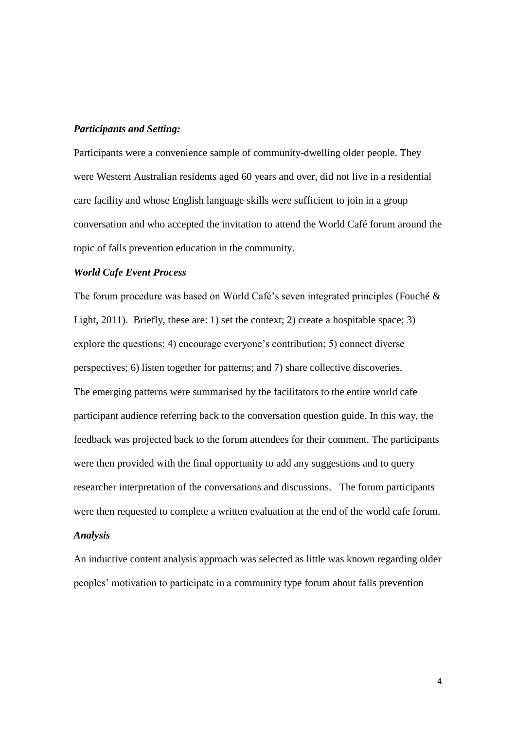***Participants and Setting:***

Participants were a convenience sample of community-dwelling older people. They were Western Australian residents aged 60 years and over, did not live in a residential care facility and whose English language skills were sufficient to join in a group conversation and who accepted the invitation to attend the World Café forum around the topic of falls prevention education in the community.

***World Cafe Event Process***

The forum procedure was based on World Café's seven integrated principles (Fouché & Light, 2011). Briefly, these are: 1) set the context; 2) create a hospitable space; 3) explore the questions; 4) encourage everyone's contribution; 5) connect diverse perspectives; 6) listen together for patterns; and 7) share collective discoveries. The emerging patterns were summarised by the facilitators to the entire world cafe participant audience referring back to the conversation question guide. In this way, the feedback was projected back to the forum attendees for their comment. The participants were then provided with the final opportunity to add any suggestions and to query researcher interpretation of the conversations and discussions. The forum participants were then requested to complete a written evaluation at the end of the world cafe forum.

***Analysis***

An inductive content analysis approach was selected as little was known regarding older peoples' motivation to participate in a community type forum about falls prevention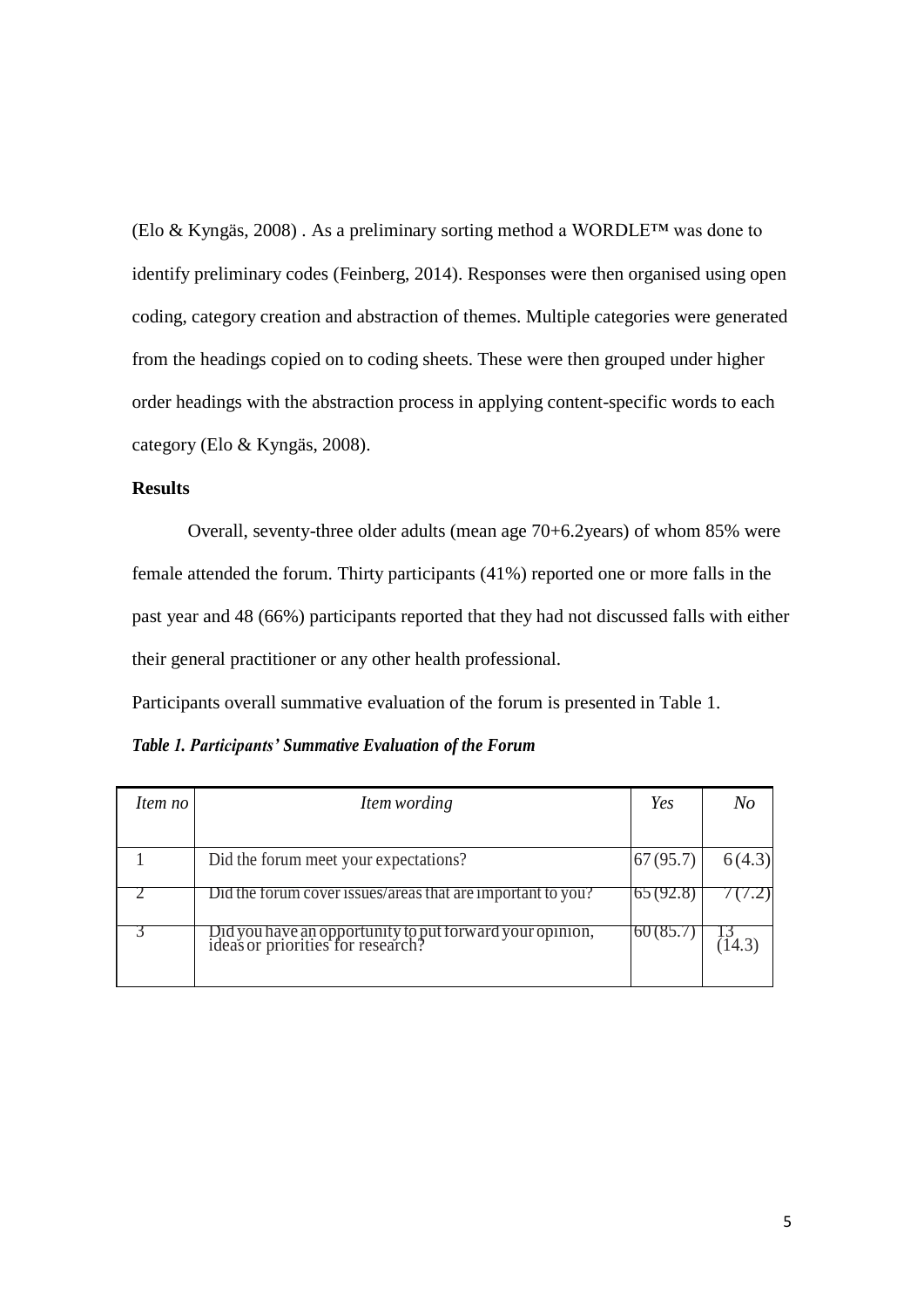(Elo & Kyngäs, 2008) . As a preliminary sorting method a WORDLE™ was done to identify preliminary codes (Feinberg, 2014). Responses were then organised using open coding, category creation and abstraction of themes. Multiple categories were generated from the headings copied on to coding sheets. These were then grouped under higher order headings with the abstraction process in applying content-specific words to each category (Elo & Kyngäs, 2008).

**Results**

Overall, seventy-three older adults (mean age 70+6.2years) of whom 85% were female attended the forum. Thirty participants (41%) reported one or more falls in the past year and 48 (66%) participants reported that they had not discussed falls with either their general practitioner or any other health professional.

Participants overall summative evaluation of the forum is presented in Table 1.

***Table 1. Participants' Summative Evaluation of the Forum***

| *Item no* | *Item wording* | *Yes* | *No* |
|---|---|---|---|
| 1 | Did the forum meet your expectations? | 67 (95.7) | 6 (4.3) |
| 2 | Did the forum cover issues/areas that are important to you? | 65 (92.8) | 7 (7.2) |
| 3 | Did you have an opportunity to put forward your opinion, ideas or priorities for research? | 60 (85.7) | 13 (14.3) |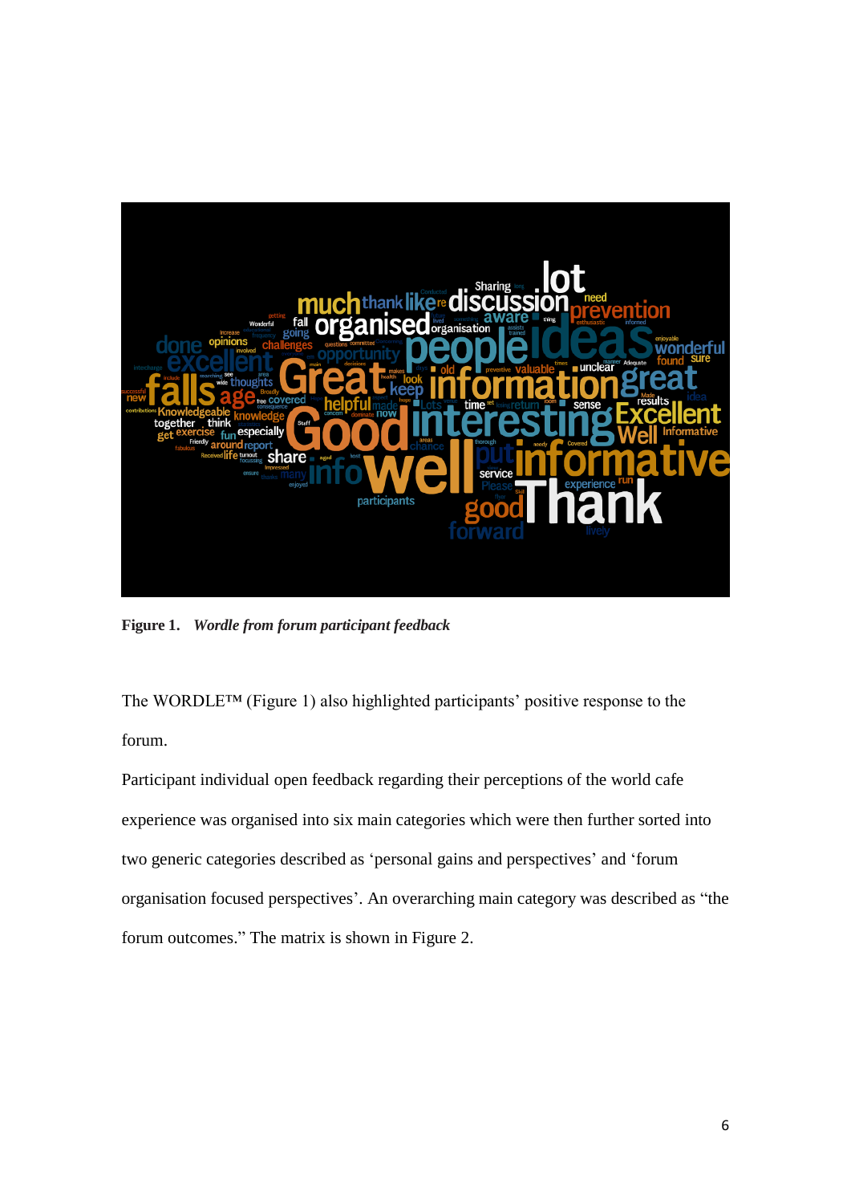**Figure 1.** ***Wordle from forum participant feedback***

The WORDLE™ (Figure 1) also highlighted participants' positive response to the forum.

Participant individual open feedback regarding their perceptions of the world cafe experience was organised into six main categories which were then further sorted into two generic categories described as 'personal gains and perspectives' and 'forum organisation focused perspectives'. An overarching main category was described as "the forum outcomes." The matrix is shown in Figure 2.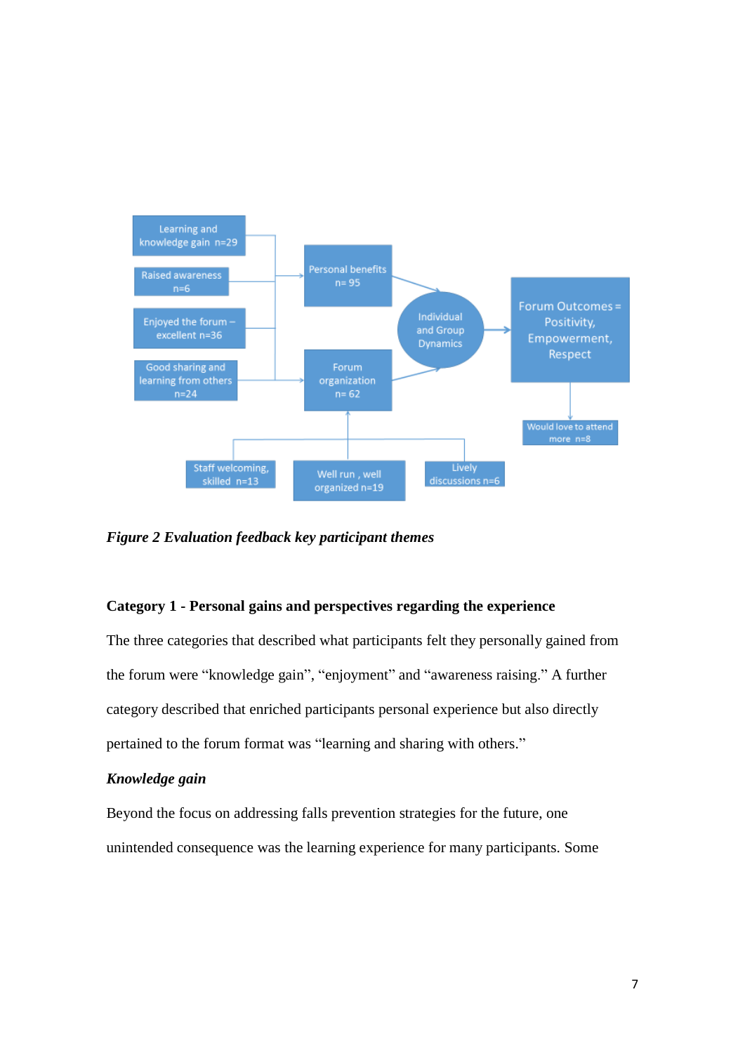Learning and knowledge gain n=29

Raised awareness n=6

Enjoyed the forum – excellent n=36

Good sharing and learning from others n=24

Personal benefits n= 95

Forum organization n= 62

Individual and Group Dynamics

Forum Outcomes = Positivity, Empowerment, Respect

Would love to attend more n=8

Staff welcoming, skilled n=13

Well run , well organized n=19

Lively discussions n=6

***Figure 2 Evaluation feedback key participant themes***

**Category 1 - Personal gains and perspectives regarding the experience**

The three categories that described what participants felt they personally gained from the forum were "knowledge gain", "enjoyment" and "awareness raising." A further category described that enriched participants personal experience but also directly pertained to the forum format was "learning and sharing with others."

***Knowledge gain***

Beyond the focus on addressing falls prevention strategies for the future, one unintended consequence was the learning experience for many participants. Some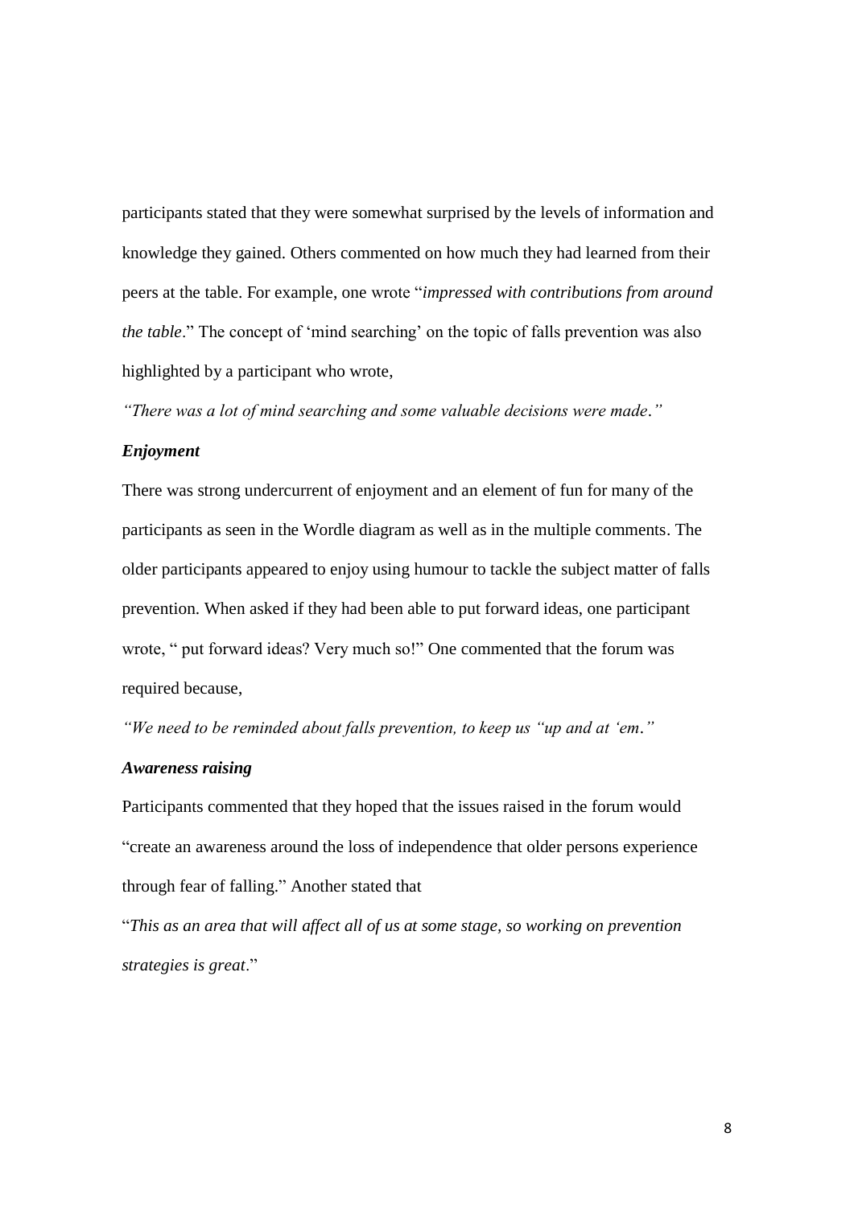participants stated that they were somewhat surprised by the levels of information and knowledge they gained. Others commented on how much they had learned from their peers at the table. For example, one wrote "*impressed with contributions from around the table*." The concept of 'mind searching' on the topic of falls prevention was also highlighted by a participant who wrote,

*"There was a lot of mind searching and some valuable decisions were made."*

***Enjoyment***

There was strong undercurrent of enjoyment and an element of fun for many of the participants as seen in the Wordle diagram as well as in the multiple comments. The older participants appeared to enjoy using humour to tackle the subject matter of falls prevention. When asked if they had been able to put forward ideas, one participant wrote, " put forward ideas? Very much so!" One commented that the forum was required because,

*"We need to be reminded about falls prevention, to keep us "up and at 'em."*

***Awareness raising***

Participants commented that they hoped that the issues raised in the forum would "create an awareness around the loss of independence that older persons experience through fear of falling." Another stated that

"*This as an area that will affect all of us at some stage, so working on prevention strategies is great*."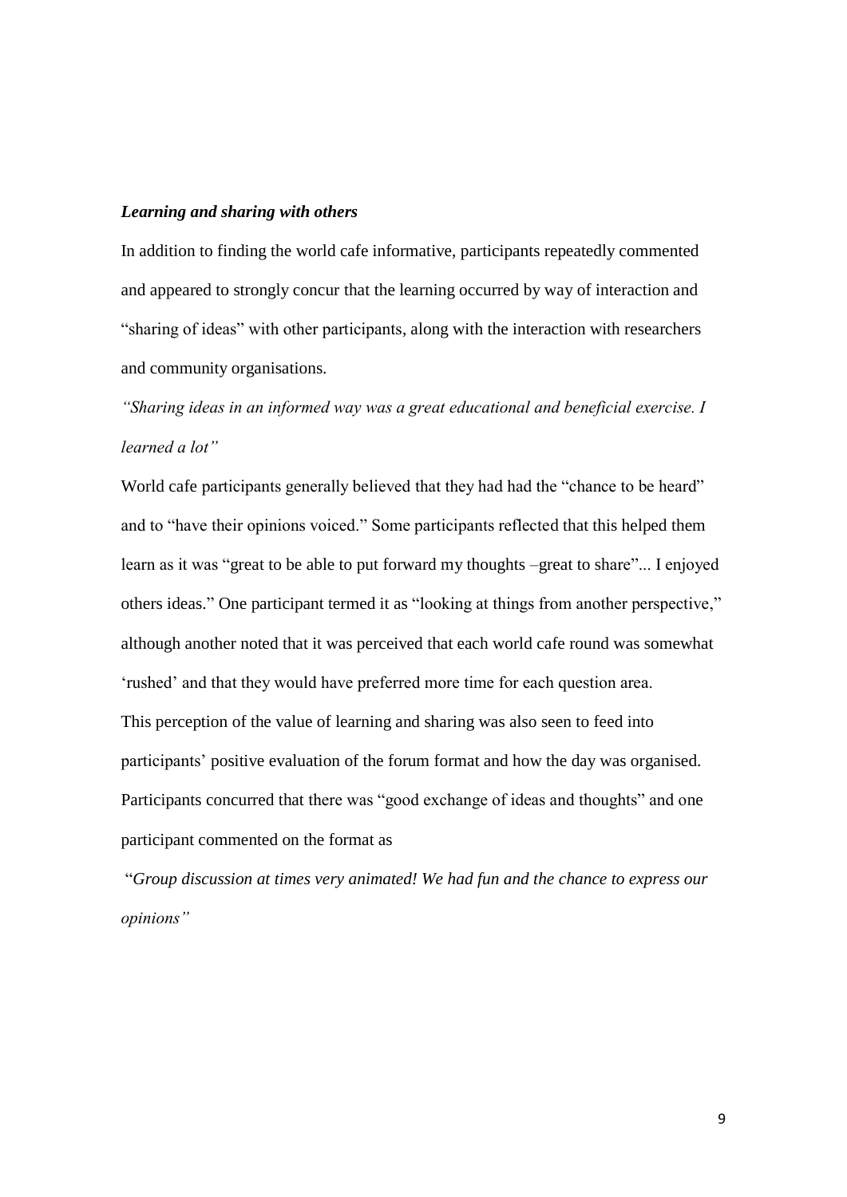***Learning and sharing with others***

In addition to finding the world cafe informative, participants repeatedly commented and appeared to strongly concur that the learning occurred by way of interaction and "sharing of ideas" with other participants, along with the interaction with researchers and community organisations.

*"Sharing ideas in an informed way was a great educational and beneficial exercise. I learned a lot"*

World cafe participants generally believed that they had had the "chance to be heard" and to "have their opinions voiced." Some participants reflected that this helped them learn as it was "great to be able to put forward my thoughts –great to share"... I enjoyed others ideas." One participant termed it as "looking at things from another perspective," although another noted that it was perceived that each world cafe round was somewhat 'rushed' and that they would have preferred more time for each question area.

This perception of the value of learning and sharing was also seen to feed into participants' positive evaluation of the forum format and how the day was organised. Participants concurred that there was "good exchange of ideas and thoughts" and one participant commented on the format as

"*Group discussion at times very animated! We had fun and the chance to express our opinions"*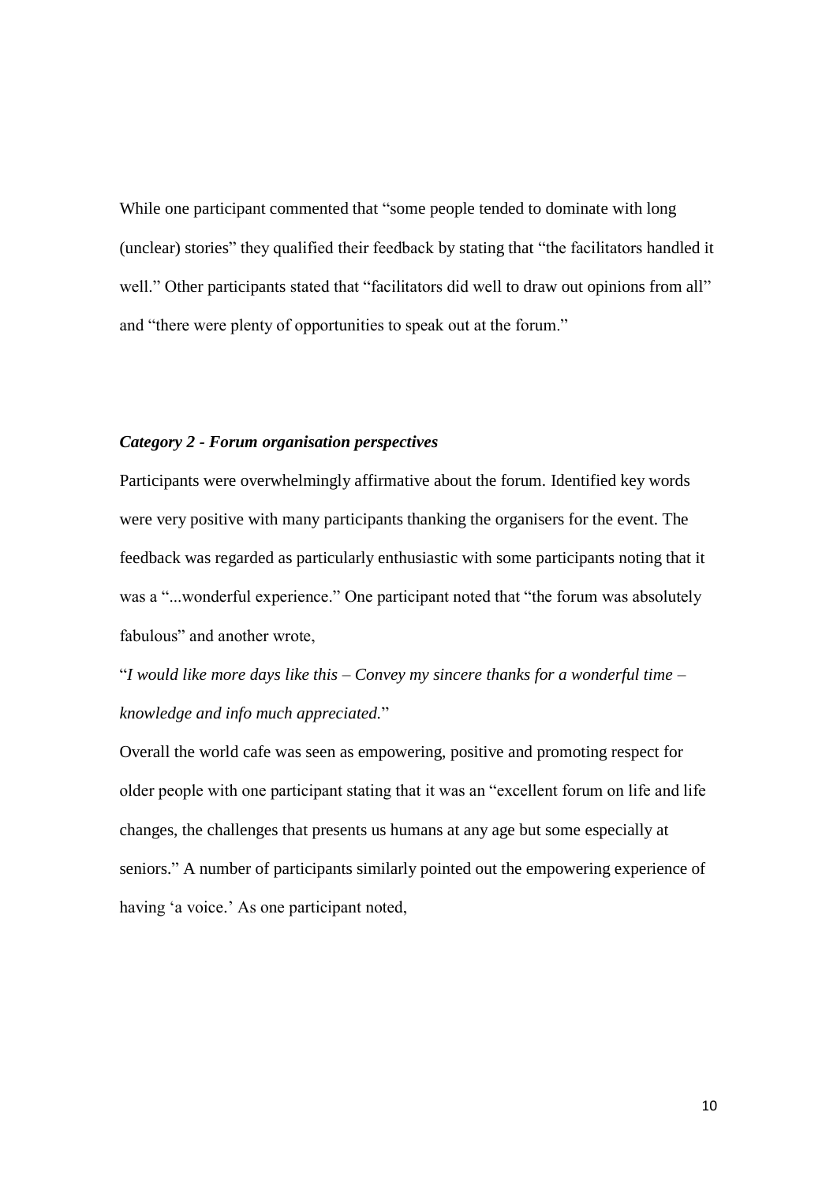While one participant commented that "some people tended to dominate with long (unclear) stories" they qualified their feedback by stating that "the facilitators handled it well." Other participants stated that "facilitators did well to draw out opinions from all" and "there were plenty of opportunities to speak out at the forum."

### *Category 2 - Forum organisation perspectives*

Participants were overwhelmingly affirmative about the forum. Identified key words were very positive with many participants thanking the organisers for the event. The feedback was regarded as particularly enthusiastic with some participants noting that it was a "...wonderful experience." One participant noted that "the forum was absolutely fabulous" and another wrote,

"*I would like more days like this – Convey my sincere thanks for a wonderful time – knowledge and info much appreciated.*"

Overall the world cafe was seen as empowering, positive and promoting respect for older people with one participant stating that it was an "excellent forum on life and life changes, the challenges that presents us humans at any age but some especially at seniors." A number of participants similarly pointed out the empowering experience of having 'a voice.' As one participant noted,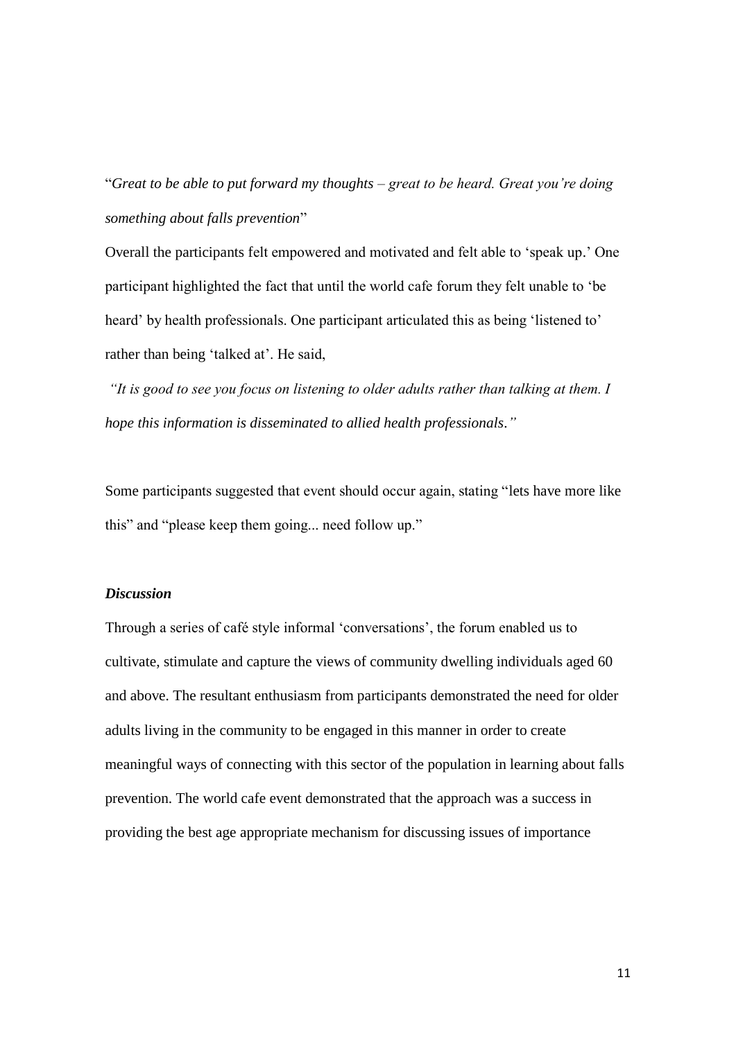"*Great to be able to put forward my thoughts – great to be heard. Great you're doing something about falls prevention*"

Overall the participants felt empowered and motivated and felt able to 'speak up.' One participant highlighted the fact that until the world cafe forum they felt unable to 'be heard' by health professionals. One participant articulated this as being 'listened to' rather than being 'talked at'. He said,

*"It is good to see you focus on listening to older adults rather than talking at them. I hope this information is disseminated to allied health professionals."*

Some participants suggested that event should occur again, stating "lets have more like this" and "please keep them going... need follow up."

### *Discussion*

Through a series of café style informal 'conversations', the forum enabled us to cultivate, stimulate and capture the views of community dwelling individuals aged 60 and above. The resultant enthusiasm from participants demonstrated the need for older adults living in the community to be engaged in this manner in order to create meaningful ways of connecting with this sector of the population in learning about falls prevention. The world cafe event demonstrated that the approach was a success in providing the best age appropriate mechanism for discussing issues of importance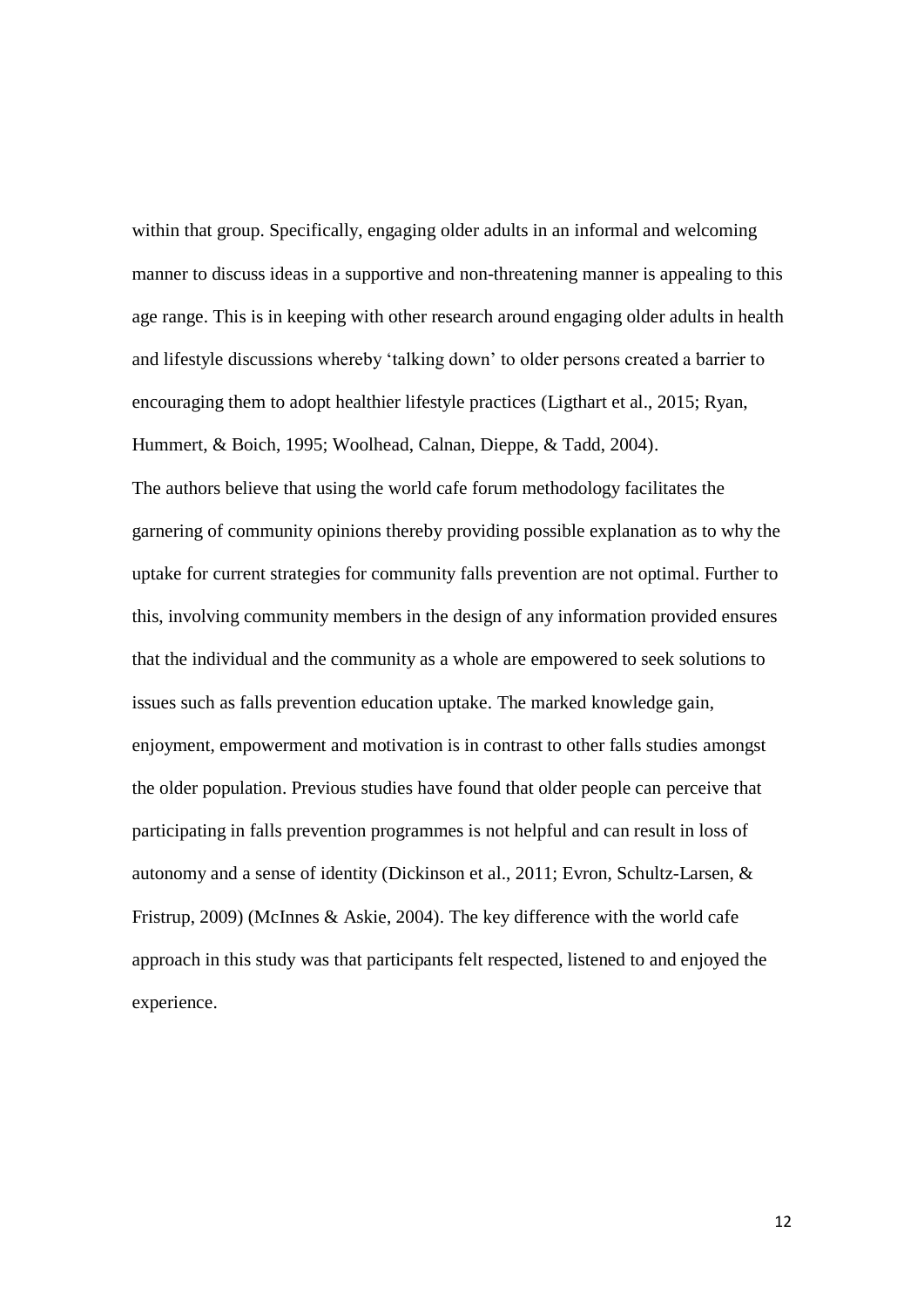within that group. Specifically, engaging older adults in an informal and welcoming manner to discuss ideas in a supportive and non-threatening manner is appealing to this age range. This is in keeping with other research around engaging older adults in health and lifestyle discussions whereby 'talking down' to older persons created a barrier to encouraging them to adopt healthier lifestyle practices (Ligthart et al., 2015; Ryan, Hummert, & Boich, 1995; Woolhead, Calnan, Dieppe, & Tadd, 2004).

The authors believe that using the world cafe forum methodology facilitates the garnering of community opinions thereby providing possible explanation as to why the uptake for current strategies for community falls prevention are not optimal. Further to this, involving community members in the design of any information provided ensures that the individual and the community as a whole are empowered to seek solutions to issues such as falls prevention education uptake. The marked knowledge gain, enjoyment, empowerment and motivation is in contrast to other falls studies amongst the older population. Previous studies have found that older people can perceive that participating in falls prevention programmes is not helpful and can result in loss of autonomy and a sense of identity (Dickinson et al., 2011; Evron, Schultz-Larsen, & Fristrup, 2009) (McInnes & Askie, 2004). The key difference with the world cafe approach in this study was that participants felt respected, listened to and enjoyed the experience.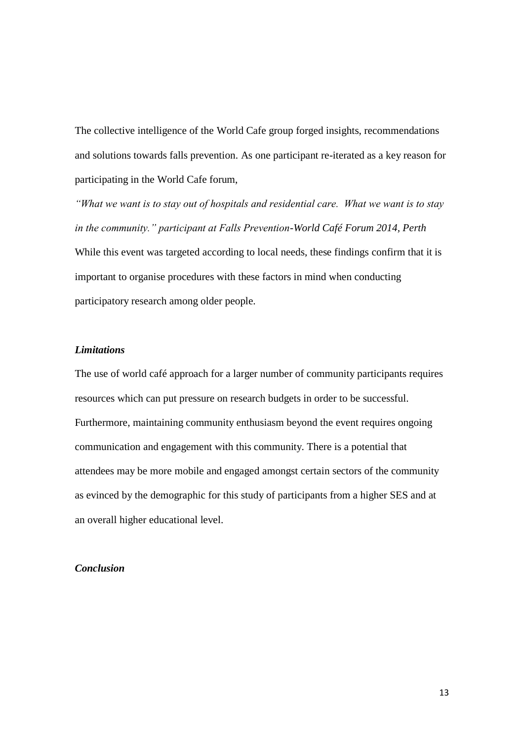The collective intelligence of the World Cafe group forged insights, recommendations and solutions towards falls prevention. As one participant re-iterated as a key reason for participating in the World Cafe forum,

*"What we want is to stay out of hospitals and residential care. What we want is to stay in the community." participant at Falls Prevention-World Café Forum 2014, Perth*

While this event was targeted according to local needs, these findings confirm that it is important to organise procedures with these factors in mind when conducting participatory research among older people.

***Limitations***

The use of world café approach for a larger number of community participants requires resources which can put pressure on research budgets in order to be successful. Furthermore, maintaining community enthusiasm beyond the event requires ongoing communication and engagement with this community. There is a potential that attendees may be more mobile and engaged amongst certain sectors of the community as evinced by the demographic for this study of participants from a higher SES and at an overall higher educational level.

***Conclusion***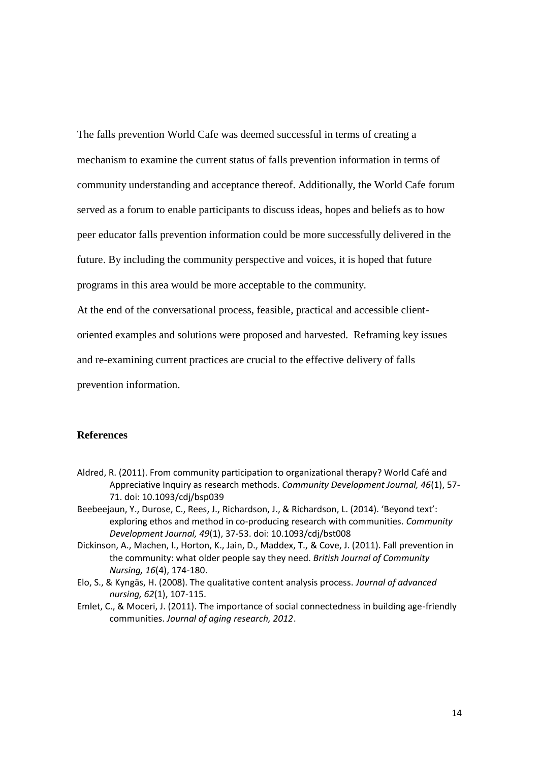The falls prevention World Cafe was deemed successful in terms of creating a mechanism to examine the current status of falls prevention information in terms of community understanding and acceptance thereof. Additionally, the World Cafe forum served as a forum to enable participants to discuss ideas, hopes and beliefs as to how peer educator falls prevention information could be more successfully delivered in the future. By including the community perspective and voices, it is hoped that future programs in this area would be more acceptable to the community.

At the end of the conversational process, feasible, practical and accessible client-oriented examples and solutions were proposed and harvested. Reframing key issues and re-examining current practices are crucial to the effective delivery of falls prevention information.

## References

Aldred, R. (2011). From community participation to organizational therapy? World Café and Appreciative Inquiry as research methods. *Community Development Journal, 46*(1), 57-71. doi: 10.1093/cdj/bsp039

Beebeejaun, Y., Durose, C., Rees, J., Richardson, J., & Richardson, L. (2014). 'Beyond text': exploring ethos and method in co-producing research with communities. *Community Development Journal, 49*(1), 37-53. doi: 10.1093/cdj/bst008

Dickinson, A., Machen, I., Horton, K., Jain, D., Maddex, T., & Cove, J. (2011). Fall prevention in the community: what older people say they need. *British Journal of Community Nursing, 16*(4), 174-180.

Elo, S., & Kyngäs, H. (2008). The qualitative content analysis process. *Journal of advanced nursing, 62*(1), 107-115.

Emlet, C., & Moceri, J. (2011). The importance of social connectedness in building age-friendly communities. *Journal of aging research, 2012*.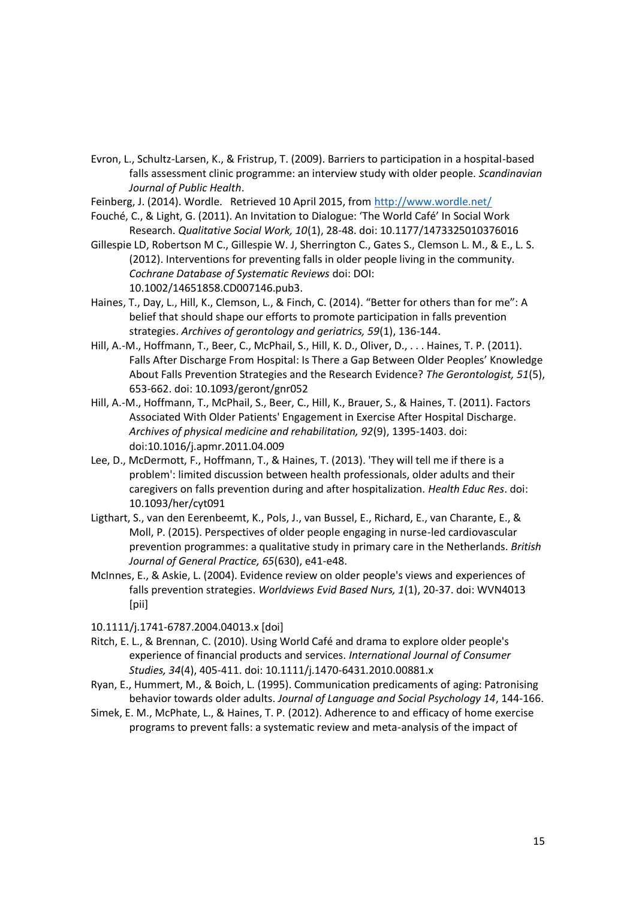Evron, L., Schultz-Larsen, K., & Fristrup, T. (2009). Barriers to participation in a hospital-based falls assessment clinic programme: an interview study with older people. *Scandinavian Journal of Public Health*.

Feinberg, J. (2014). Wordle. Retrieved 10 April 2015, from http://www.wordle.net/

Fouché, C., & Light, G. (2011). An Invitation to Dialogue: 'The World Café' In Social Work Research. *Qualitative Social Work, 10*(1), 28-48. doi: 10.1177/1473325010376016

Gillespie LD, Robertson M C., Gillespie W. J, Sherrington C., Gates S., Clemson L. M., & E., L. S. (2012). Interventions for preventing falls in older people living in the community. *Cochrane Database of Systematic Reviews* doi: DOI: 10.1002/14651858.CD007146.pub3.

Haines, T., Day, L., Hill, K., Clemson, L., & Finch, C. (2014). "Better for others than for me": A belief that should shape our efforts to promote participation in falls prevention strategies. *Archives of gerontology and geriatrics, 59*(1), 136-144.

Hill, A.-M., Hoffmann, T., Beer, C., McPhail, S., Hill, K. D., Oliver, D., . . . Haines, T. P. (2011). Falls After Discharge From Hospital: Is There a Gap Between Older Peoples' Knowledge About Falls Prevention Strategies and the Research Evidence? *The Gerontologist, 51*(5), 653-662. doi: 10.1093/geront/gnr052

Hill, A.-M., Hoffmann, T., McPhail, S., Beer, C., Hill, K., Brauer, S., & Haines, T. (2011). Factors Associated With Older Patients' Engagement in Exercise After Hospital Discharge. *Archives of physical medicine and rehabilitation, 92*(9), 1395-1403. doi: doi:10.1016/j.apmr.2011.04.009

Lee, D., McDermott, F., Hoffmann, T., & Haines, T. (2013). 'They will tell me if there is a problem': limited discussion between health professionals, older adults and their caregivers on falls prevention during and after hospitalization. *Health Educ Res*. doi: 10.1093/her/cyt091

Ligthart, S., van den Eerenbeemt, K., Pols, J., van Bussel, E., Richard, E., van Charante, E., & Moll, P. (2015). Perspectives of older people engaging in nurse-led cardiovascular prevention programmes: a qualitative study in primary care in the Netherlands. *British Journal of General Practice, 65*(630), e41-e48.

McInnes, E., & Askie, L. (2004). Evidence review on older people's views and experiences of falls prevention strategies. *Worldviews Evid Based Nurs, 1*(1), 20-37. doi: WVN4013 [pii]

10.1111/j.1741-6787.2004.04013.x [doi]

Ritch, E. L., & Brennan, C. (2010). Using World Café and drama to explore older people's experience of financial products and services. *International Journal of Consumer Studies, 34*(4), 405-411. doi: 10.1111/j.1470-6431.2010.00881.x

Ryan, E., Hummert, M., & Boich, L. (1995). Communication predicaments of aging: Patronising behavior towards older adults. *Journal of Language and Social Psychology 14*, 144-166.

Simek, E. M., McPhate, L., & Haines, T. P. (2012). Adherence to and efficacy of home exercise programs to prevent falls: a systematic review and meta-analysis of the impact of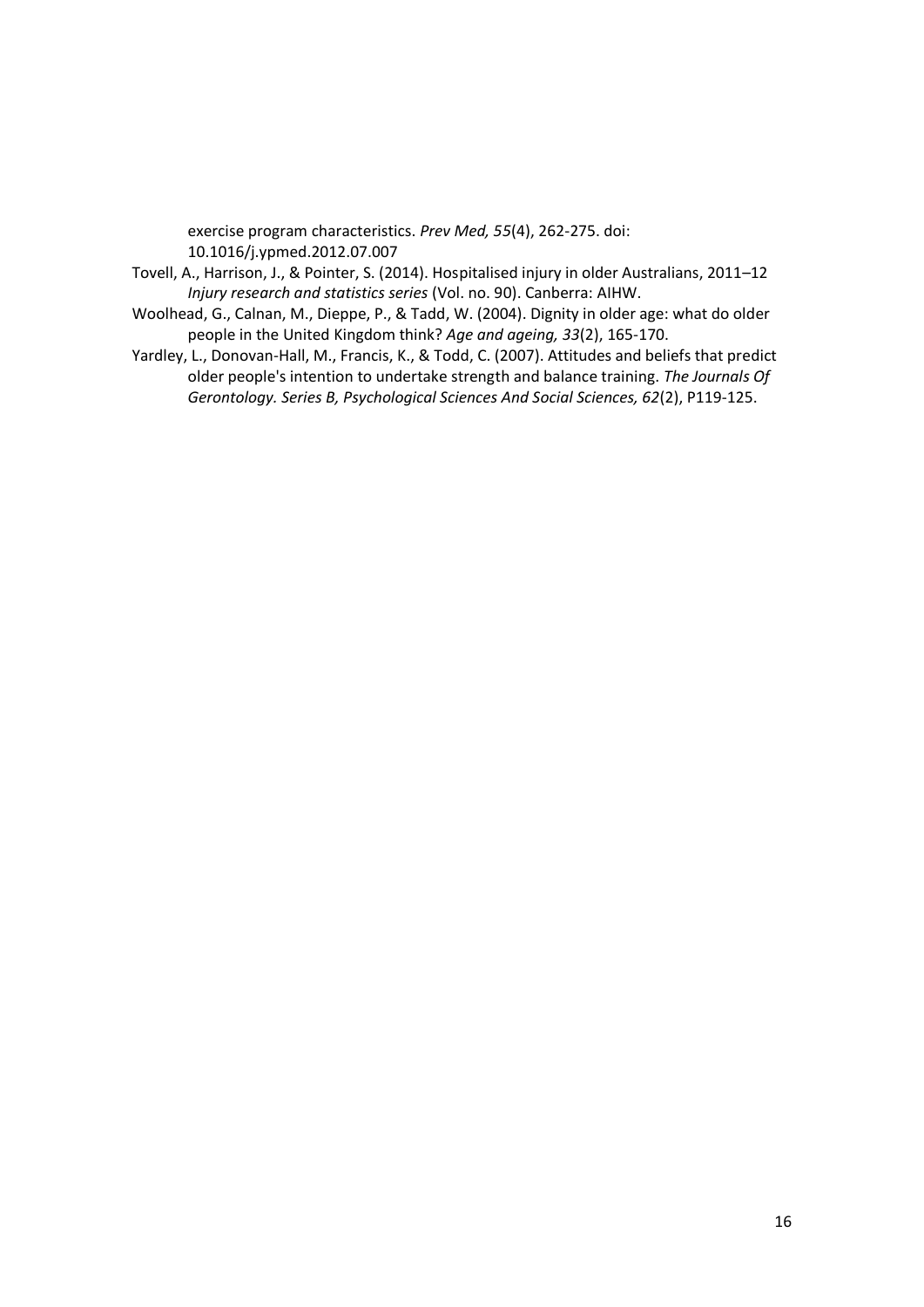exercise program characteristics. *Prev Med, 55*(4), 262-275. doi: 10.1016/j.ypmed.2012.07.007

Tovell, A., Harrison, J., & Pointer, S. (2014). Hospitalised injury in older Australians, 2011–12 *Injury research and statistics series* (Vol. no. 90). Canberra: AIHW.

Woolhead, G., Calnan, M., Dieppe, P., & Tadd, W. (2004). Dignity in older age: what do older people in the United Kingdom think? *Age and ageing, 33*(2), 165-170.

Yardley, L., Donovan-Hall, M., Francis, K., & Todd, C. (2007). Attitudes and beliefs that predict older people's intention to undertake strength and balance training. *The Journals Of Gerontology. Series B, Psychological Sciences And Social Sciences, 62*(2), P119-125.